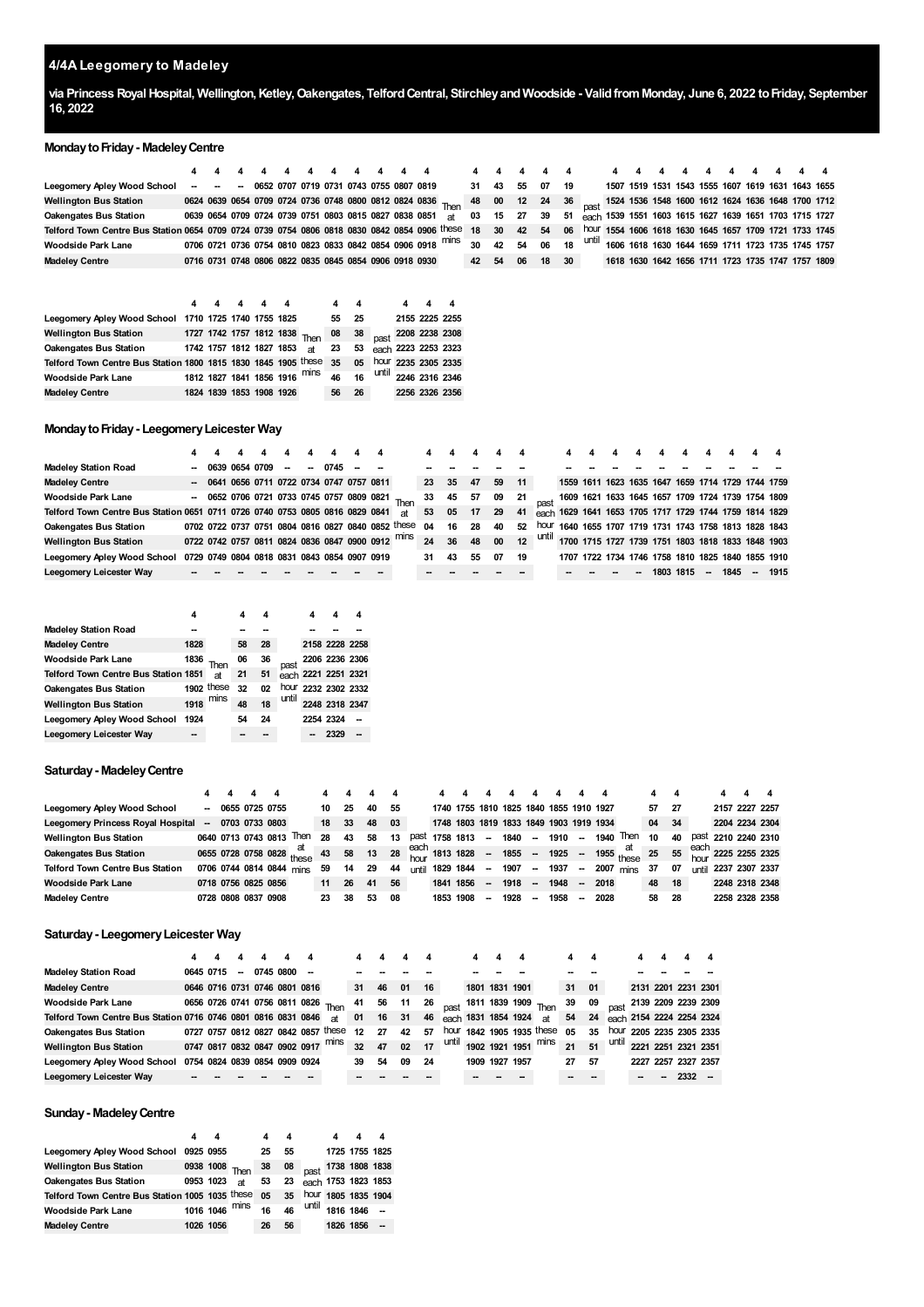## 4/4A Leegomery to Madeley

**via Princess Royal Hospital, Wellington, Ketley, Oakengates, Telford Central, Stirchley and Woodside - Valid from Monday, June 6, 2022 to Friday, September 16, 2022**

### Monday to Friday - Madeley Centre

| | 4 | 4 | 4 | 4 | 4 | 4 | 4 | 4 | 4 | 4 | 4 | | 4 | 4 | 4 | 4 | 4 | | 4 | 4 | 4 | 4 | 4 | 4 | 4 | 4 | 4 | 4 |
|---|---|---|---|---|---|---|---|---|---|---|---|---|---|---|---|---|---|---|---|---|---|---|---|---|---|---|---|---|
| Leegomery Apley Wood School | -- | -- | -- | 0652 | 0707 | 0719 | 0731 | 0743 | 0755 | 0807 | 0819 | Then at these mins | 31 | 43 | 55 | 07 | 19 | past each hour until | 1507 | 1519 | 1531 | 1543 | 1555 | 1607 | 1619 | 1631 | 1643 | 1655 |
| Wellington Bus Station | | 0624 | 0639 | 0654 | 0709 | 0724 | 0736 | 0748 | 0800 | 0812 | 0824 | 0836 | 48 | 00 | 12 | 24 | 36 | | 1524 | 1536 | 1548 | 1600 | 1612 | 1624 | 1636 | 1648 | 1700 | 1712 |
| Oakengates Bus Station | | 0639 | 0654 | 0709 | 0724 | 0739 | 0751 | 0803 | 0815 | 0827 | 0838 | 0851 | 03 | 15 | 27 | 39 | 51 | | 1539 | 1551 | 1603 | 1615 | 1627 | 1639 | 1651 | 1703 | 1715 | 1727 |
| Telford Town Centre Bus Station | 0654 | 0709 | 0724 | 0739 | 0754 | 0806 | 0818 | 0830 | 0842 | 0854 | 0906 | | 18 | 30 | 42 | 54 | 06 | | 1554 | 1606 | 1618 | 1630 | 1645 | 1657 | 1709 | 1721 | 1733 | 1745 |
| Woodside Park Lane | 0706 | 0721 | 0736 | 0754 | 0810 | 0823 | 0833 | 0842 | 0854 | 0906 | 0918 | | 30 | 42 | 54 | 06 | 18 | | 1606 | 1618 | 1630 | 1644 | 1659 | 1711 | 1723 | 1735 | 1745 | 1757 |
| Madeley Centre | 0716 | 0731 | 0748 | 0806 | 0822 | 0835 | 0845 | 0854 | 0906 | 0918 | 0930 | | 42 | 54 | 06 | 18 | 30 | | 1618 | 1630 | 1642 | 1656 | 1711 | 1723 | 1735 | 1747 | 1757 | 1809 |

| | 4 | 4 | 4 | 4 | 4 | | 4 | 4 | | 4 | 4 | 4 |
|---|---|---|---|---|---|---|---|---|---|---|---|---|
| Leegomery Apley Wood School | 1710 | 1725 | 1740 | 1755 | 1825 | Then at these mins | 55 | 25 | past each hour until | 2155 | 2225 | 2255 |
| Wellington Bus Station | 1727 | 1742 | 1757 | 1812 | 1838 | | 08 | 38 | | 2208 | 2238 | 2308 |
| Oakengates Bus Station | 1742 | 1757 | 1812 | 1827 | 1853 | | 23 | 53 | | 2223 | 2253 | 2323 |
| Telford Town Centre Bus Station | 1800 | 1815 | 1830 | 1845 | 1905 | | 35 | 05 | | 2235 | 2305 | 2335 |
| Woodside Park Lane | 1812 | 1827 | 1841 | 1856 | 1916 | | 46 | 16 | | 2246 | 2316 | 2346 |
| Madeley Centre | 1824 | 1839 | 1853 | 1908 | 1926 | | 56 | 26 | | 2256 | 2326 | 2356 |

### Monday to Friday - Leegomery Leicester Way

| | 4 | 4 | 4 | 4 | 4 | 4 | 4 | 4 | 4 | 4 | | 4 | 4 | 4 | 4 | 4 | | 4 | 4 | 4 | 4 | 4 | 4 | 4 | 4 | 4 | 4 |
|---|---|---|---|---|---|---|---|---|---|---|---|---|---|---|---|---|---|---|---|---|---|---|---|---|---|---|---|
| Madeley Station Road | -- | 0639 | 0654 | 0709 | -- | -- | 0745 | -- | -- | | Then at these mins | -- | -- | -- | -- | -- | past each hour until | -- | -- | -- | -- | -- | -- | -- | -- | -- | -- |
| Madeley Centre | -- | 0641 | 0656 | 0711 | 0722 | 0734 | 0747 | 0757 | 0811 | | | 23 | 35 | 47 | 59 | 11 | | 1559 | 1611 | 1623 | 1635 | 1647 | 1659 | 1714 | 1729 | 1744 | 1759 |
| Woodside Park Lane | -- | 0652 | 0706 | 0721 | 0733 | 0745 | 0757 | 0809 | 0821 | | | 33 | 45 | 57 | 09 | 21 | | 1609 | 1621 | 1633 | 1645 | 1657 | 1709 | 1724 | 1739 | 1754 | 1809 |
| Telford Town Centre Bus Station | 0651 | 0711 | 0726 | 0740 | 0753 | 0805 | 0816 | 0829 | 0841 | | | 53 | 05 | 17 | 29 | 41 | | 1629 | 1641 | 1653 | 1705 | 1717 | 1729 | 1744 | 1759 | 1814 | 1829 |
| Oakengates Bus Station | 0702 | 0722 | 0737 | 0751 | 0804 | 0816 | 0827 | 0840 | 0852 | | | 04 | 16 | 28 | 40 | 52 | | 1640 | 1655 | 1707 | 1719 | 1731 | 1743 | 1758 | 1813 | 1828 | 1843 |
| Wellington Bus Station | 0722 | 0742 | 0757 | 0811 | 0824 | 0836 | 0847 | 0900 | 0912 | | | 24 | 36 | 48 | 00 | 12 | | 1700 | 1715 | 1727 | 1739 | 1751 | 1803 | 1818 | 1833 | 1848 | 1903 |
| Leegomery Apley Wood School | 0729 | 0749 | 0804 | 0818 | 0831 | 0843 | 0854 | 0907 | 0919 | | | 31 | 43 | 55 | 07 | 19 | | 1707 | 1722 | 1734 | 1746 | 1758 | 1810 | 1825 | 1840 | 1855 | 1910 |
| Leegomery Leicester Way | -- | -- | -- | -- | -- | -- | -- | -- | -- | | | -- | -- | -- | -- | -- | | -- | -- | -- | -- | 1803 | 1815 | -- | 1845 | -- | 1915 |

| | 4 | | 4 | 4 | | 4 | 4 | 4 |
|---|---|---|---|---|---|---|---|---|
| Madeley Station Road | -- | Then at these mins | -- | -- | past each hour until | -- | -- | -- |
| Madeley Centre | 1828 | | 58 | 28 | | 2158 | 2228 | 2258 |
| Woodside Park Lane | 1836 | | 06 | 36 | | 2206 | 2236 | 2306 |
| Telford Town Centre Bus Station | 1851 | | 21 | 51 | | 2221 | 2251 | 2321 |
| Oakengates Bus Station | 1902 | | 32 | 02 | | 2232 | 2302 | 2332 |
| Wellington Bus Station | 1918 | | 48 | 18 | | 2248 | 2318 | 2347 |
| Leegomery Apley Wood School | 1924 | | 54 | 24 | | 2254 | 2324 | -- |
| Leegomery Leicester Way | -- | | -- | -- | | -- | 2329 | -- |

### Saturday - Madeley Centre

| | 4 | 4 | 4 | 4 | | 4 | 4 | 4 | 4 | | 4 | 4 | 4 | 4 | 4 | 4 | 4 | 4 | 4 | | 4 | 4 | | 4 | 4 | 4 |
|---|---|---|---|---|---|---|---|---|---|---|---|---|---|---|---|---|---|---|---|---|---|---|---|---|---|---|
| Leegomery Apley Wood School | -- | 0655 | 0725 | 0755 | Then at these mins | 10 | 25 | 40 | 55 | past each hour until | 1740 | 1755 | 1810 | 1825 | 1840 | 1855 | 1910 | 1927 | | Then at these mins | 57 | 27 | past each hour until | 2157 | 2227 | 2257 |
| Leegomery Princess Royal Hospital | -- | 0703 | 0733 | 0803 | | 18 | 33 | 48 | 03 | | 1748 | 1803 | 1819 | 1833 | 1849 | 1903 | 1919 | 1934 | | | 04 | 34 | | 2204 | 2234 | 2304 |
| Wellington Bus Station | 0640 | 0713 | 0743 | 0813 | | 28 | 43 | 58 | 13 | | 1758 | 1813 | -- | 1840 | -- | 1910 | -- | 1940 | | | 10 | 40 | | 2210 | 2240 | 2310 |
| Oakengates Bus Station | 0655 | 0728 | 0758 | 0828 | | 43 | 58 | 13 | 28 | | 1813 | 1828 | -- | 1855 | -- | 1925 | -- | 1955 | | | 25 | 55 | | 2225 | 2255 | 2325 |
| Telford Town Centre Bus Station | 0706 | 0744 | 0814 | 0844 | | 59 | 14 | 29 | 44 | | 1829 | 1844 | -- | 1907 | -- | 1937 | -- | 2007 | | | 37 | 07 | | 2237 | 2307 | 2337 |
| Woodside Park Lane | 0718 | 0756 | 0825 | 0856 | | 11 | 26 | 41 | 56 | | 1841 | 1856 | -- | 1918 | -- | 1948 | -- | 2018 | | | 48 | 18 | | 2248 | 2318 | 2348 |
| Madeley Centre | 0728 | 0808 | 0837 | 0908 | | 23 | 38 | 53 | 08 | | 1853 | 1908 | -- | 1928 | -- | 1958 | -- | 2028 | | | 58 | 28 | | 2258 | 2328 | 2358 |

### Saturday - Leegomery Leicester Way

| | 4 | 4 | 4 | 4 | 4 | 4 | | 4 | 4 | 4 | 4 | | 4 | 4 | 4 | | 4 | 4 | | 4 | 4 | 4 | 4 |
|---|---|---|---|---|---|---|---|---|---|---|---|---|---|---|---|---|---|---|---|---|---|---|---|
| Madeley Station Road | 0645 | 0715 | -- | 0745 | 0800 | -- | Then at these mins | -- | -- | -- | -- | past each hour until | -- | -- | -- | Then at these mins | -- | -- | past each hour until | -- | -- | -- | -- |
| Madeley Centre | 0646 | 0716 | 0731 | 0746 | 0801 | 0816 | | 31 | 46 | 01 | 16 | | 1801 | 1831 | 1901 | | 31 | 01 | | 2131 | 2201 | 2231 | 2301 |
| Woodside Park Lane | 0656 | 0726 | 0741 | 0756 | 0811 | 0826 | | 41 | 56 | 11 | 26 | | 1811 | 1839 | 1909 | | 39 | 09 | | 2139 | 2209 | 2239 | 2309 |
| Telford Town Centre Bus Station | 0716 | 0746 | 0801 | 0816 | 0831 | 0846 | | 01 | 16 | 31 | 46 | | 1831 | 1854 | 1924 | | 54 | 24 | | 2154 | 2224 | 2254 | 2324 |
| Oakengates Bus Station | 0727 | 0757 | 0812 | 0827 | 0842 | 0857 | | 12 | 27 | 42 | 57 | | 1842 | 1905 | 1935 | | 05 | 35 | | 2205 | 2235 | 2305 | 2335 |
| Wellington Bus Station | 0747 | 0817 | 0832 | 0847 | 0902 | 0917 | | 32 | 47 | 02 | 17 | | 1902 | 1921 | 1951 | | 21 | 51 | | 2221 | 2251 | 2321 | 2351 |
| Leegomery Apley Wood School | 0754 | 0824 | 0839 | 0854 | 0909 | 0924 | | 39 | 54 | 09 | 24 | | 1909 | 1927 | 1957 | | 27 | 57 | | 2227 | 2257 | 2327 | 2357 |
| Leegomery Leicester Way | -- | -- | -- | -- | -- | -- | | -- | -- | -- | -- | | -- | -- | -- | | -- | -- | | -- | -- | 2332 | -- |

### Sunday - Madeley Centre

| | 4 | 4 | | 4 | 4 | | 4 | 4 | 4 |
|---|---|---|---|---|---|---|---|---|---|
| Leegomery Apley Wood School | 0925 | 0955 | Then at these mins | 25 | 55 | past each hour until | 1725 | 1755 | 1825 |
| Wellington Bus Station | 0938 | 1008 | | 38 | 08 | | 1738 | 1808 | 1838 |
| Oakengates Bus Station | 0953 | 1023 | | 53 | 23 | | 1753 | 1823 | 1853 |
| Telford Town Centre Bus Station | 1005 | 1035 | | 05 | 35 | | 1805 | 1835 | 1904 |
| Woodside Park Lane | 1016 | 1046 | | 16 | 46 | | 1816 | 1846 | -- |
| Madeley Centre | 1026 | 1056 | | 26 | 56 | | 1826 | 1856 | -- |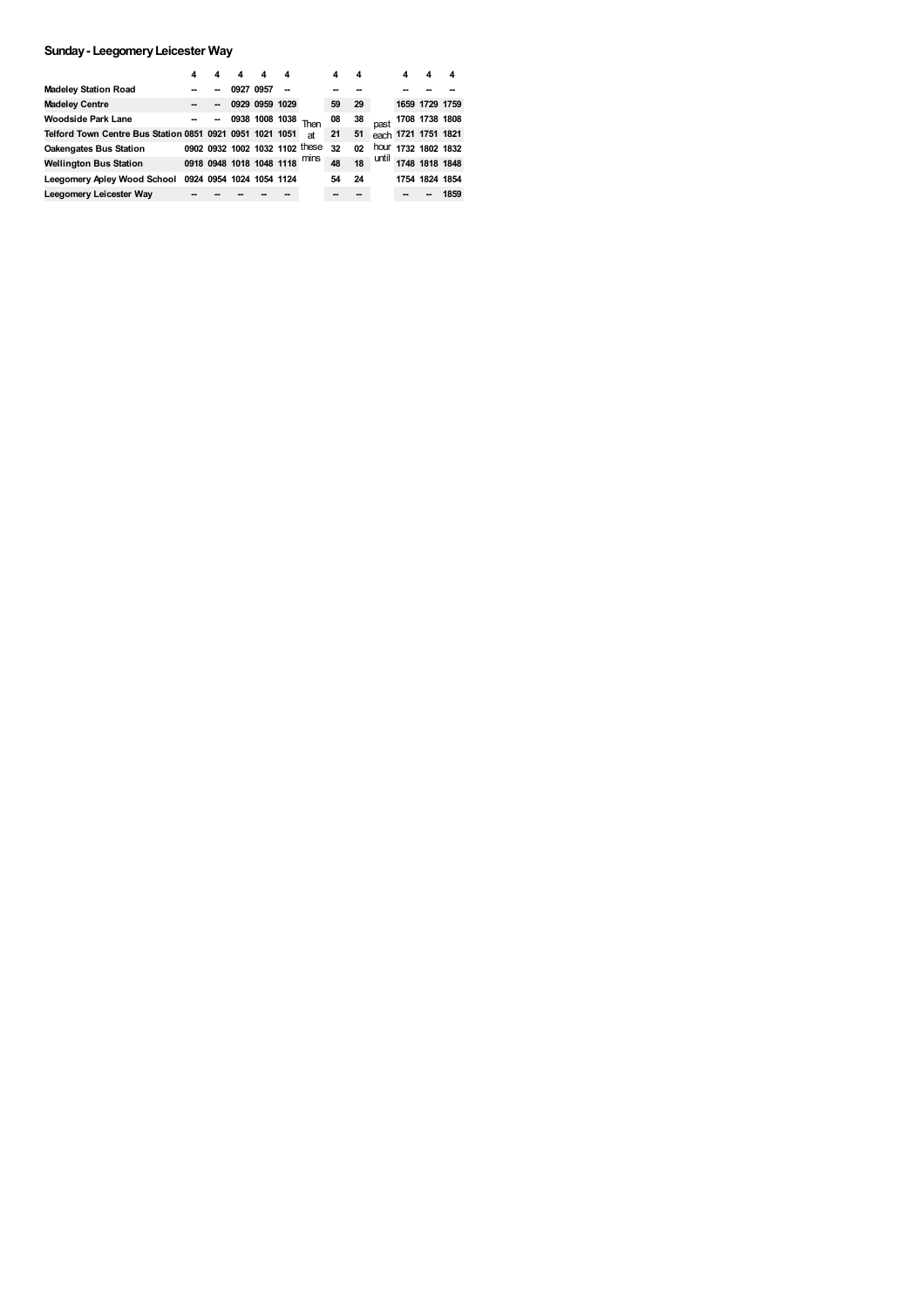## Sunday - Leegomery Leicester Way

| | 4 | 4 | 4 | 4 | 4 | | 4 | 4 | | 4 | 4 | 4 |
|---|---|---|---|---|---|---|---|---|---|---|---|---|
| Madeley Station Road | -- | -- | 0927 | 0957 | -- | | -- | -- | | -- | -- | -- |
| Madeley Centre | -- | -- | 0929 | 0959 | 1029 | | 59 | 29 | | 1659 | 1729 | 1759 |
| Woodside Park Lane | -- | -- | 0938 | 1008 | 1038 | Then | 08 | 38 | past | 1708 | 1738 | 1808 |
| Telford Town Centre Bus Station | 0851 | 0921 | 0951 | 1021 | 1051 | at | 21 | 51 | each | 1721 | 1751 | 1821 |
| Oakengates Bus Station | 0902 | 0932 | 1002 | 1032 | 1102 | these | 32 | 02 | hour | 1732 | 1802 | 1832 |
| Wellington Bus Station | 0918 | 0948 | 1018 | 1048 | 1118 | mins | 48 | 18 | until | 1748 | 1818 | 1848 |
| Leegomery Apley Wood School | 0924 | 0954 | 1024 | 1054 | 1124 | | 54 | 24 | | 1754 | 1824 | 1854 |
| Leegomery Leicester Way | -- | -- | -- | -- | -- | | -- | -- | | -- | -- | 1859 |